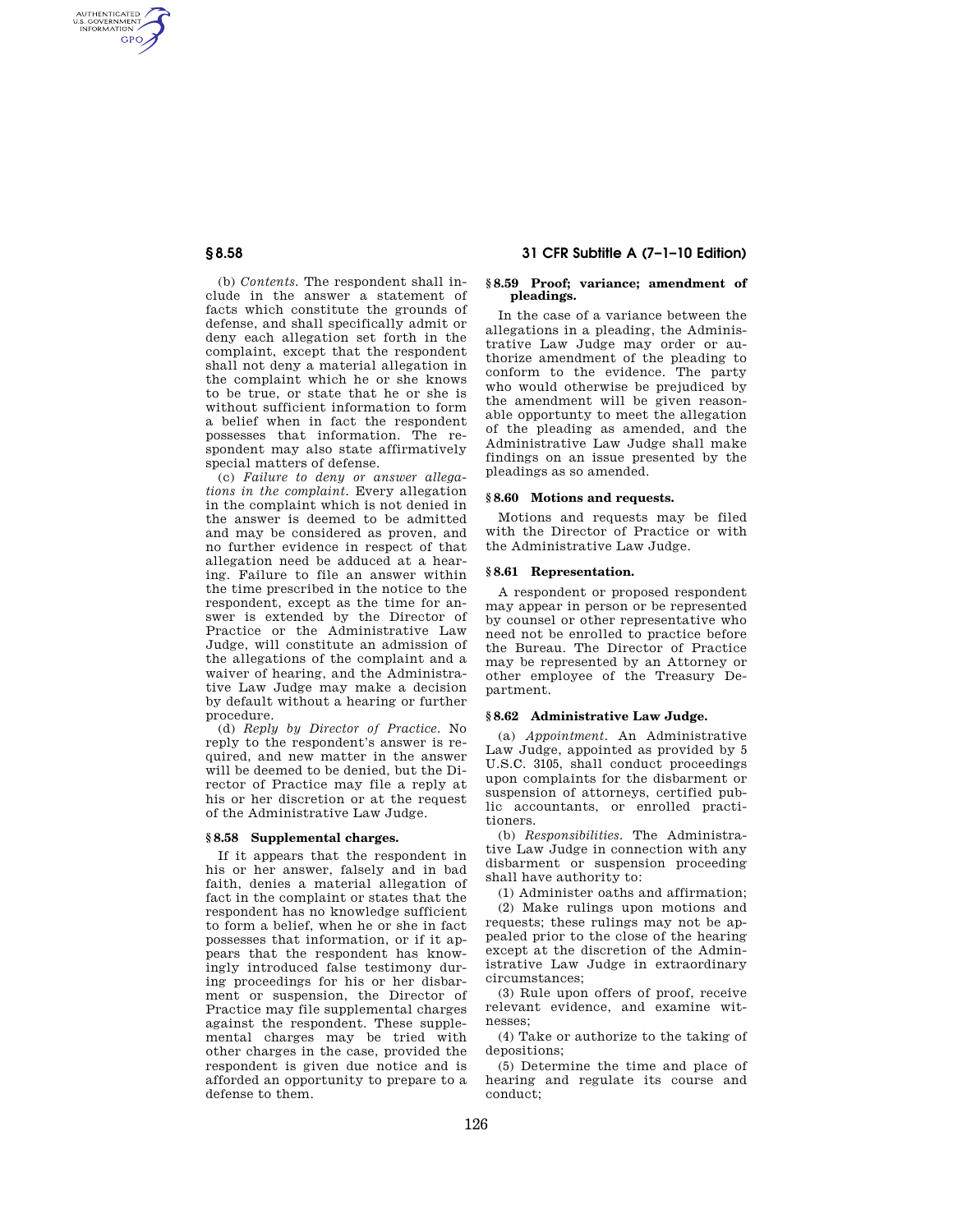(b) *Contents.* The respondent shall include in the answer a statement of facts which constitute the grounds of defense, and shall specifically admit or deny each allegation set forth in the complaint, except that the respondent shall not deny a material allegation in the complaint which he or she knows to be true, or state that he or she is without sufficient information to form a belief when in fact the respondent possesses that information. The respondent may also state affirmatively special matters of defense.

(c) *Failure to deny or answer allegations in the complaint.* Every allegation in the complaint which is not denied in the answer is deemed to be admitted and may be considered as proven, and no further evidence in respect of that allegation need be adduced at a hearing. Failure to file an answer within the time prescribed in the notice to the respondent, except as the time for answer is extended by the Director of Practice or the Administrative Law Judge, will constitute an admission of the allegations of the complaint and a waiver of hearing, and the Administrative Law Judge may make a decision by default without a hearing or further procedure.

(d) *Reply by Director of Practice.* No reply to the respondent's answer is required, and new matter in the answer will be deemed to be denied, but the Director of Practice may file a reply at his or her discretion or at the request of the Administrative Law Judge.

## § 8.58 Supplemental charges.

If it appears that the respondent in his or her answer, falsely and in bad faith, denies a material allegation of fact in the complaint or states that the respondent has no knowledge sufficient to form a belief, when he or she in fact possesses that information, or if it appears that the respondent has knowingly introduced false testimony during proceedings for his or her disbarment or suspension, the Director of Practice may file supplemental charges against the respondent. These supplemental charges may be tried with other charges in the case, provided the respondent is given due notice and is afforded an opportunity to prepare to a defense to them.

## § 8.59 Proof; variance; amendment of pleadings.

In the case of a variance between the allegations in a pleading, the Administrative Law Judge may order or authorize amendment of the pleading to conform to the evidence. The party who would otherwise be prejudiced by the amendment will be given reasonable opportunity to meet the allegation of the pleading as amended, and the Administrative Law Judge shall make findings on an issue presented by the pleadings as so amended.

## § 8.60 Motions and requests.

Motions and requests may be filed with the Director of Practice or with the Administrative Law Judge.

## § 8.61 Representation.

A respondent or proposed respondent may appear in person or be represented by counsel or other representative who need not be enrolled to practice before the Bureau. The Director of Practice may be represented by an Attorney or other employee of the Treasury Department.

## § 8.62 Administrative Law Judge.

(a) *Appointment.* An Administrative Law Judge, appointed as provided by 5 U.S.C. 3105, shall conduct proceedings upon complaints for the disbarment or suspension of attorneys, certified public accountants, or enrolled practitioners.

(b) *Responsibilities.* The Administrative Law Judge in connection with any disbarment or suspension proceeding shall have authority to:

(1) Administer oaths and affirmation;

(2) Make rulings upon motions and requests; these rulings may not be appealed prior to the close of the hearing except at the discretion of the Administrative Law Judge in extraordinary circumstances;

(3) Rule upon offers of proof, receive relevant evidence, and examine witnesses;

(4) Take or authorize to the taking of depositions;

(5) Determine the time and place of hearing and regulate its course and conduct;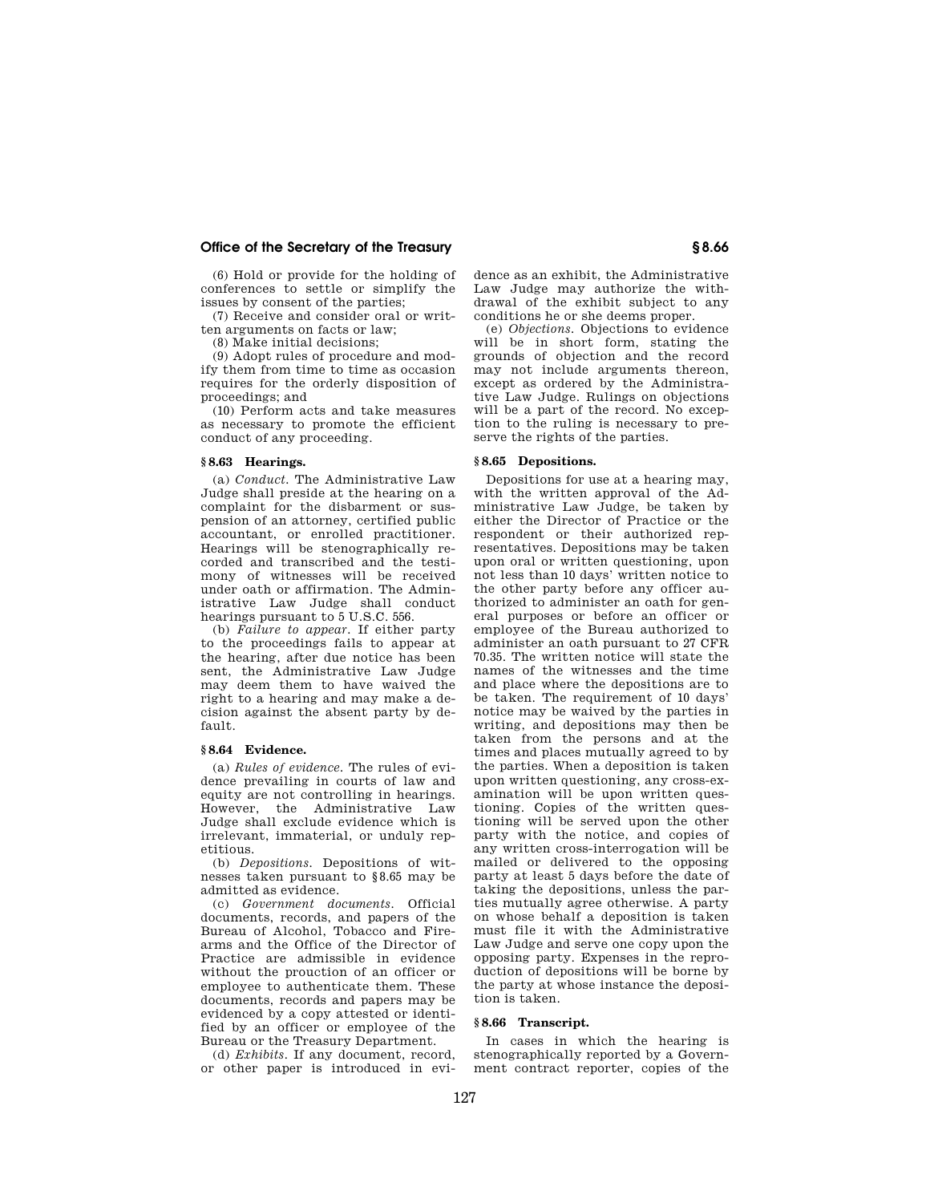(6) Hold or provide for the holding of conferences to settle or simplify the issues by consent of the parties;

(7) Receive and consider oral or written arguments on facts or law;

(8) Make initial decisions;

(9) Adopt rules of procedure and modify them from time to time as occasion requires for the orderly disposition of proceedings; and

(10) Perform acts and take measures as necessary to promote the efficient conduct of any proceeding.

### § 8.63 Hearings.

(a) *Conduct.* The Administrative Law Judge shall preside at the hearing on a complaint for the disbarment or suspension of an attorney, certified public accountant, or enrolled practitioner. Hearings will be stenographically recorded and transcribed and the testimony of witnesses will be received under oath or affirmation. The Administrative Law Judge shall conduct hearings pursuant to 5 U.S.C. 556.

(b) *Failure to appear.* If either party to the proceedings fails to appear at the hearing, after due notice has been sent, the Administrative Law Judge may deem them to have waived the right to a hearing and may make a decision against the absent party by default.

### § 8.64 Evidence.

(a) *Rules of evidence.* The rules of evidence prevailing in courts of law and equity are not controlling in hearings. However, the Administrative Law Judge shall exclude evidence which is irrelevant, immaterial, or unduly repetitious.

(b) *Depositions.* Depositions of witnesses taken pursuant to §8.65 may be admitted as evidence.

(c) *Government documents.* Official documents, records, and papers of the Bureau of Alcohol, Tobacco and Firearms and the Office of the Director of Practice are admissible in evidence without the prouction of an officer or employee to authenticate them. These documents, records and papers may be evidenced by a copy attested or identified by an officer or employee of the Bureau or the Treasury Department.

(d) *Exhibits.* If any document, record, or other paper is introduced in evidence as an exhibit, the Administrative Law Judge may authorize the withdrawal of the exhibit subject to any conditions he or she deems proper.

(e) *Objections.* Objections to evidence will be in short form, stating the grounds of objection and the record may not include arguments thereon, except as ordered by the Administrative Law Judge. Rulings on objections will be a part of the record. No exception to the ruling is necessary to preserve the rights of the parties.

### § 8.65 Depositions.

Depositions for use at a hearing may, with the written approval of the Administrative Law Judge, be taken by either the Director of Practice or the respondent or their authorized representatives. Depositions may be taken upon oral or written questioning, upon not less than 10 days' written notice to the other party before any officer authorized to administer an oath for general purposes or before an officer or employee of the Bureau authorized to administer an oath pursuant to 27 CFR 70.35. The written notice will state the names of the witnesses and the time and place where the depositions are to be taken. The requirement of 10 days' notice may be waived by the parties in writing, and depositions may then be taken from the persons and at the times and places mutually agreed to by the parties. When a deposition is taken upon written questioning, any cross-examination will be upon written questioning. Copies of the written questioning will be served upon the other party with the notice, and copies of any written cross-interrogation will be mailed or delivered to the opposing party at least 5 days before the date of taking the depositions, unless the parties mutually agree otherwise. A party on whose behalf a deposition is taken must file it with the Administrative Law Judge and serve one copy upon the opposing party. Expenses in the reproduction of depositions will be borne by the party at whose instance the deposition is taken.

### § 8.66 Transcript.

In cases in which the hearing is stenographically reported by a Government contract reporter, copies of the